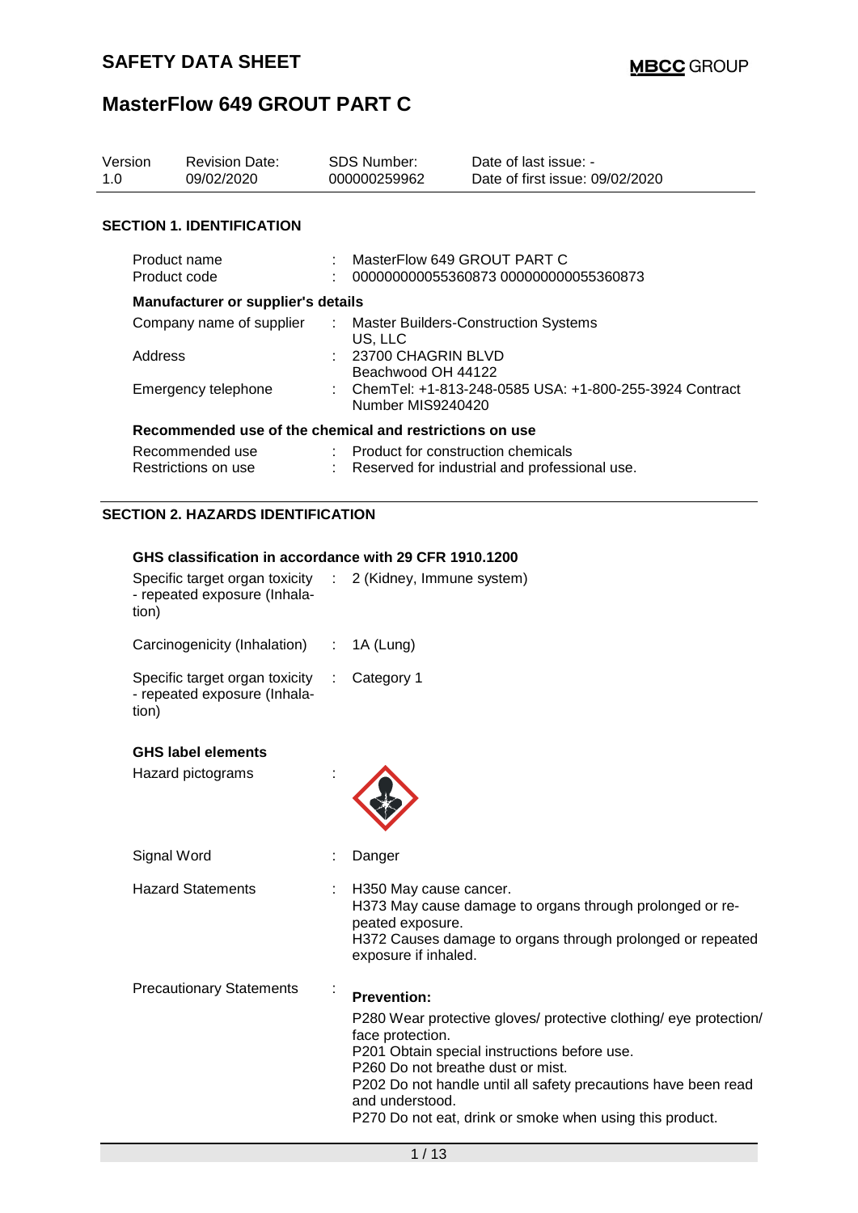# SAFETY DATA SHEET

**MBCC GROUP**

# MasterFlow 649 GROUT PART C

| Version | Revision Date: | SDS Number: | Date of last issue: - |
|---|---|---|---|
| 1.0 | 09/02/2020 | 000000259962 | Date of first issue: 09/02/2020 |

## SECTION 1. IDENTIFICATION

| | | |
|---|---|---|
| Product name | : | MasterFlow 649 GROUT PART C |
| Product code | : | 000000000055360873 000000000055360873 |

### Manufacturer or supplier's details

| | | |
|---|---|---|
| Company name of supplier | : | Master Builders-Construction Systems US, LLC |
| Address | : | 23700 CHAGRIN BLVD Beachwood OH 44122 |
| Emergency telephone | : | ChemTel: +1-813-248-0585 USA: +1-800-255-3924 Contract Number MIS9240420 |

### Recommended use of the chemical and restrictions on use

| | | |
|---|---|---|
| Recommended use | : | Product for construction chemicals |
| Restrictions on use | : | Reserved for industrial and professional use. |

## SECTION 2. HAZARDS IDENTIFICATION

### GHS classification in accordance with 29 CFR 1910.1200

| | | |
|---|---|---|
| Specific target organ toxicity - repeated exposure (Inhalation) | : | 2 (Kidney, Immune system) |
| Carcinogenicity (Inhalation) | : | 1A (Lung) |
| Specific target organ toxicity - repeated exposure (Inhalation) | : | Category 1 |

### GHS label elements

Hazard pictograms :

Signal Word : Danger

Hazard Statements :
H350 May cause cancer.
H373 May cause damage to organs through prolonged or repeated exposure.
H372 Causes damage to organs through prolonged or repeated exposure if inhaled.

Precautionary Statements :

**Prevention:**

P280 Wear protective gloves/ protective clothing/ eye protection/ face protection.
P201 Obtain special instructions before use.
P260 Do not breathe dust or mist.
P202 Do not handle until all safety precautions have been read and understood.
P270 Do not eat, drink or smoke when using this product.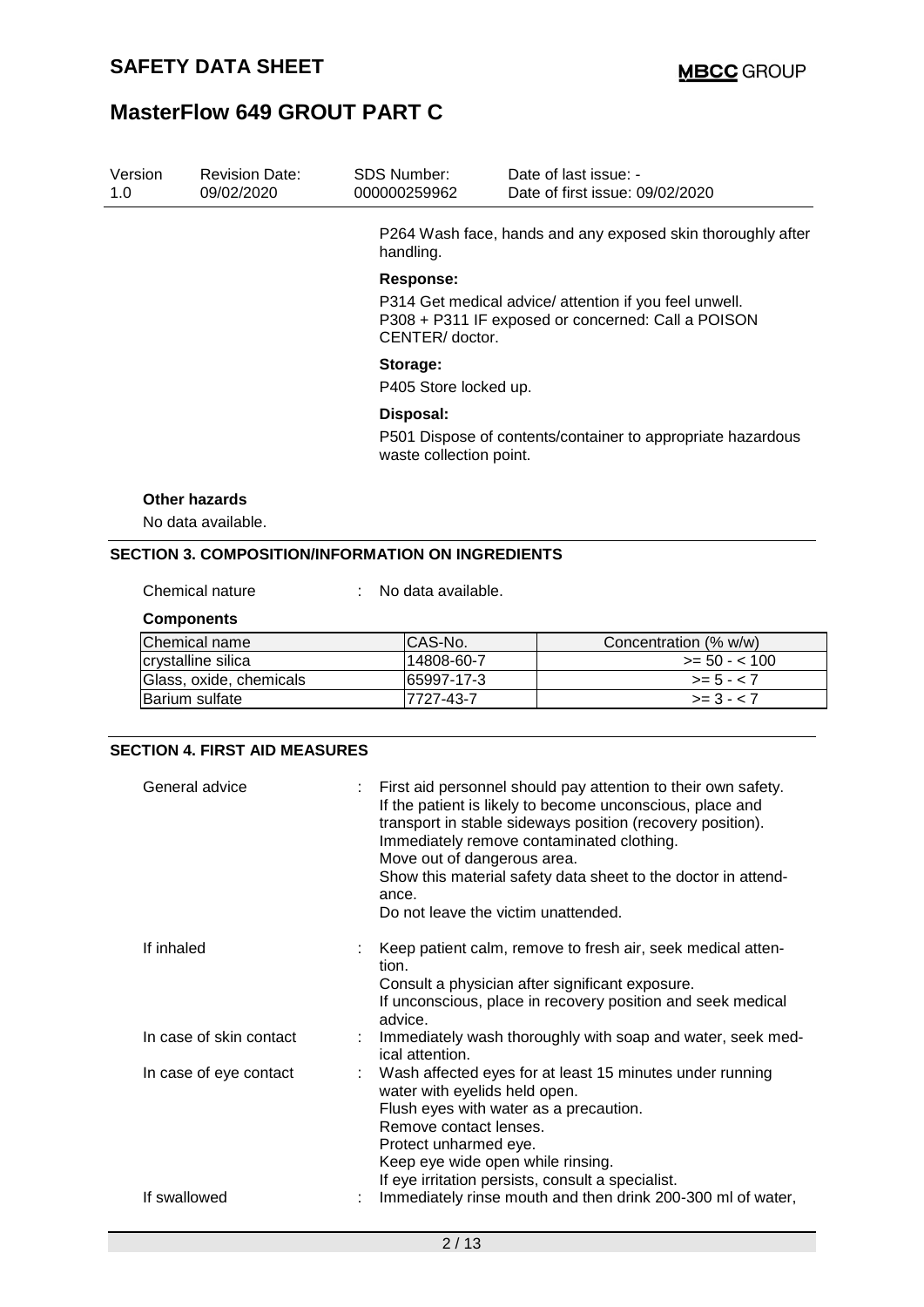P264 Wash face, hands and any exposed skin thoroughly after handling.

**Response:**

P314 Get medical advice/ attention if you feel unwell.
P308 + P311 IF exposed or concerned: Call a POISON CENTER/ doctor.

**Storage:**

P405 Store locked up.

**Disposal:**

P501 Dispose of contents/container to appropriate hazardous waste collection point.

**Other hazards**

No data available.

## SECTION 3. COMPOSITION/INFORMATION ON INGREDIENTS

Chemical nature : No data available.

**Components**

| Chemical name | CAS-No. | Concentration (% w/w) |
|---|---|---|
| crystalline silica | 14808-60-7 | >= 50 - < 100 |
| Glass, oxide, chemicals | 65997-17-3 | >= 5 - < 7 |
| Barium sulfate | 7727-43-7 | >= 3 - < 7 |

## SECTION 4. FIRST AID MEASURES

General advice : First aid personnel should pay attention to their own safety.
If the patient is likely to become unconscious, place and transport in stable sideways position (recovery position).
Immediately remove contaminated clothing.
Move out of dangerous area.
Show this material safety data sheet to the doctor in attendance.
Do not leave the victim unattended.

If inhaled : Keep patient calm, remove to fresh air, seek medical attention.
Consult a physician after significant exposure.
If unconscious, place in recovery position and seek medical advice.

In case of skin contact : Immediately wash thoroughly with soap and water, seek medical attention.

In case of eye contact : Wash affected eyes for at least 15 minutes under running water with eyelids held open.
Flush eyes with water as a precaution.
Remove contact lenses.
Protect unharmed eye.
Keep eye wide open while rinsing.
If eye irritation persists, consult a specialist.

If swallowed : Immediately rinse mouth and then drink 200-300 ml of water,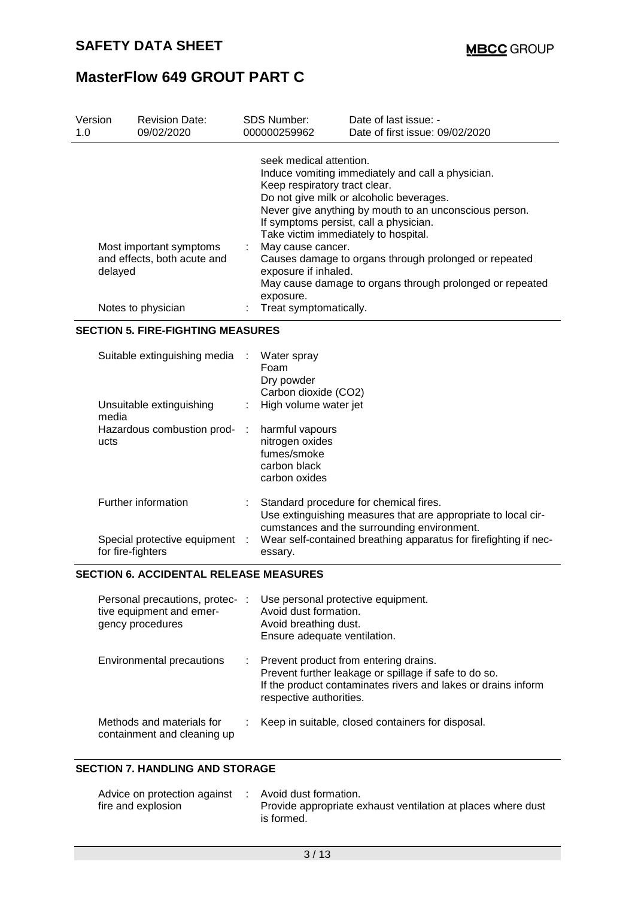| Version 1.0 | Revision Date: 09/02/2020 | SDS Number: 000000259962 | Date of last issue: - Date of first issue: 09/02/2020 |
|---|---|---|---|

| | | |
|---|---|---|
| | | seek medical attention.<br>Induce vomiting immediately and call a physician.<br>Keep respiratory tract clear.<br>Do not give milk or alcoholic beverages.<br>Never give anything by mouth to an unconscious person.<br>If symptoms persist, call a physician.<br>Take victim immediately to hospital. |
| Most important symptoms and effects, both acute and delayed | : | May cause cancer.<br>Causes damage to organs through prolonged or repeated exposure if inhaled.<br>May cause damage to organs through prolonged or repeated exposure. |
| Notes to physician | : | Treat symptomatically. |

## SECTION 5. FIRE-FIGHTING MEASURES

| | | |
|---|---|---|
| Suitable extinguishing media | : | Water spray<br>Foam<br>Dry powder<br>Carbon dioxide ($CO_2$) |
| Unsuitable extinguishing media | : | High volume water jet |
| Hazardous combustion products | : | harmful vapours<br>nitrogen oxides<br>fumes/smoke<br>carbon black<br>carbon oxides |
| Further information | : | Standard procedure for chemical fires.<br>Use extinguishing measures that are appropriate to local circumstances and the surrounding environment. |
| Special protective equipment for fire-fighters | : | Wear self-contained breathing apparatus for firefighting if necessary. |

## SECTION 6. ACCIDENTAL RELEASE MEASURES

| | | |
|---|---|---|
| Personal precautions, protective equipment and emergency procedures | : | Use personal protective equipment.<br>Avoid dust formation.<br>Avoid breathing dust.<br>Ensure adequate ventilation. |
| Environmental precautions | : | Prevent product from entering drains.<br>Prevent further leakage or spillage if safe to do so.<br>If the product contaminates rivers and lakes or drains inform respective authorities. |
| Methods and materials for containment and cleaning up | : | Keep in suitable, closed containers for disposal. |

## SECTION 7. HANDLING AND STORAGE

| | | |
|---|---|---|
| Advice on protection against fire and explosion | : | Avoid dust formation.<br>Provide appropriate exhaust ventilation at places where dust is formed. |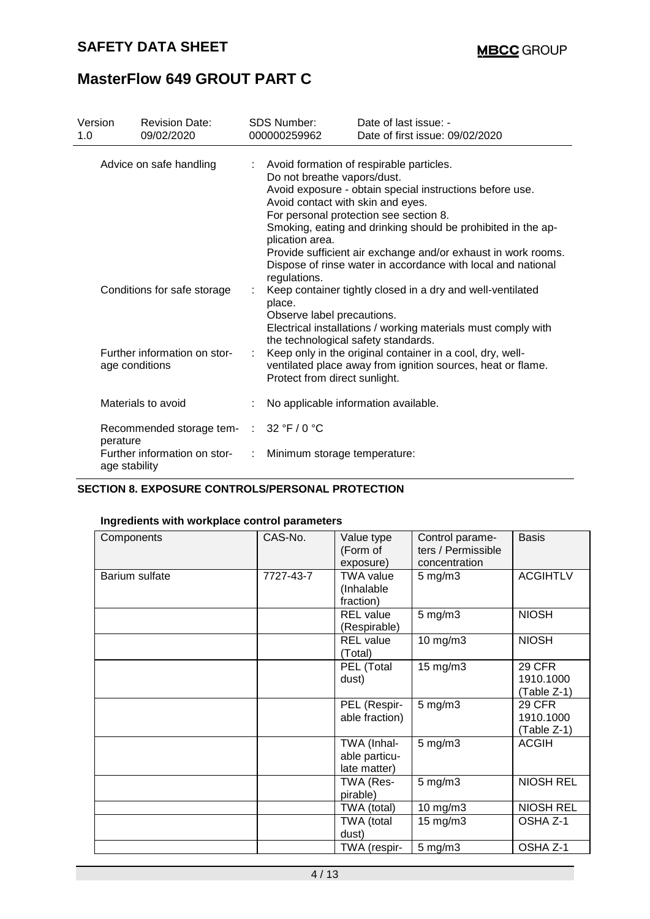| Version 1.0 | Revision Date: 09/02/2020 | SDS Number: 000000259962 | Date of last issue: - Date of first issue: 09/02/2020 |
|---|---|---|---|

Advice on safe handling : Avoid formation of respirable particles.
Do not breathe vapors/dust.
Avoid exposure - obtain special instructions before use.
Avoid contact with skin and eyes.
For personal protection see section 8.
Smoking, eating and drinking should be prohibited in the application area.
Provide sufficient air exchange and/or exhaust in work rooms.
Dispose of rinse water in accordance with local and national regulations.

Conditions for safe storage : Keep container tightly closed in a dry and well-ventilated place.
Observe label precautions.
Electrical installations / working materials must comply with the technological safety standards.

Further information on storage conditions : Keep only in the original container in a cool, dry, well-ventilated place away from ignition sources, heat or flame.
Protect from direct sunlight.

Materials to avoid : No applicable information available.

Recommended storage temperature : 32 °F / 0 °C

Further information on storage stability : Minimum storage temperature:

## SECTION 8. EXPOSURE CONTROLS/PERSONAL PROTECTION

### Ingredients with workplace control parameters

| Components | CAS-No. | Value type (Form of exposure) | Control parameters / Permissible concentration | Basis |
|---|---|---|---|---|
| Barium sulfate | 7727-43-7 | TWA value (Inhalable fraction) | 5 mg/m3 | ACGIHTLV |
| | | REL value (Respirable) | 5 mg/m3 | NIOSH |
| | | REL value (Total) | 10 mg/m3 | NIOSH |
| | | PEL (Total dust) | 15 mg/m3 | 29 CFR 1910.1000 (Table Z-1) |
| | | PEL (Respirable fraction) | 5 mg/m3 | 29 CFR 1910.1000 (Table Z-1) |
| | | TWA (Inhalable particulate matter) | 5 mg/m3 | ACGIH |
| | | TWA (Respirable) | 5 mg/m3 | NIOSH REL |
| | | TWA (total) | 10 mg/m3 | NIOSH REL |
| | | TWA (total dust) | 15 mg/m3 | OSHA Z-1 |
| | | TWA (respir- | 5 mg/m3 | OSHA Z-1 |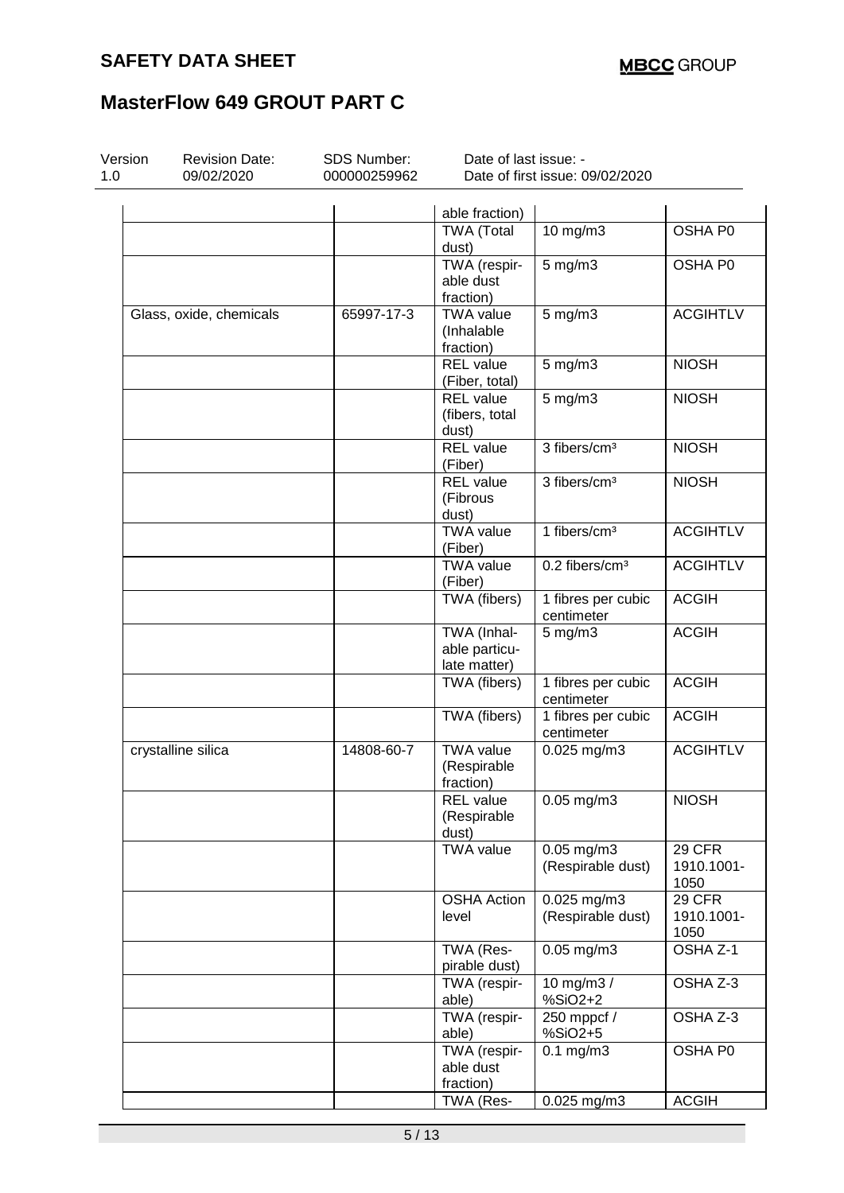| | | | | |
|---|---|---|---|---|
| | | able fraction) | | |
| | | TWA (Total dust) | 10 mg/m3 | OSHA P0 |
| | | TWA (respirable dust fraction) | 5 mg/m3 | OSHA P0 |
| Glass, oxide, chemicals | 65997-17-3 | TWA value (Inhalable fraction) | 5 mg/m3 | ACGIHTLV |
| | | REL value (Fiber, total) | 5 mg/m3 | NIOSH |
| | | REL value (fibers, total dust) | 5 mg/m3 | NIOSH |
| | | REL value (Fiber) | 3 fibers/cm³ | NIOSH |
| | | REL value (Fibrous dust) | 3 fibers/cm³ | NIOSH |
| | | TWA value (Fiber) | 1 fibers/cm³ | ACGIHTLV |
| | | TWA value (Fiber) | 0.2 fibers/cm³ | ACGIHTLV |
| | | TWA (fibers) | 1 fibres per cubic centimeter | ACGIH |
| | | TWA (Inhalable particulate matter) | 5 mg/m3 | ACGIH |
| | | TWA (fibers) | 1 fibres per cubic centimeter | ACGIH |
| | | TWA (fibers) | 1 fibres per cubic centimeter | ACGIH |
| crystalline silica | 14808-60-7 | TWA value (Respirable fraction) | 0.025 mg/m3 | ACGIHTLV |
| | | REL value (Respirable dust) | 0.05 mg/m3 | NIOSH |
| | | TWA value | 0.05 mg/m3 (Respirable dust) | 29 CFR 1910.1001-1050 |
| | | OSHA Action level | 0.025 mg/m3 (Respirable dust) | 29 CFR 1910.1001-1050 |
| | | TWA (Respirable dust) | 0.05 mg/m3 | OSHA Z-1 |
| | | TWA (respirable) | 10 mg/m3 / %SiO2+2 | OSHA Z-3 |
| | | TWA (respirable) | 250 mppcf / %SiO2+5 | OSHA Z-3 |
| | | TWA (respirable dust fraction) | 0.1 mg/m3 | OSHA P0 |
| | | TWA (Res- | 0.025 mg/m3 | ACGIH |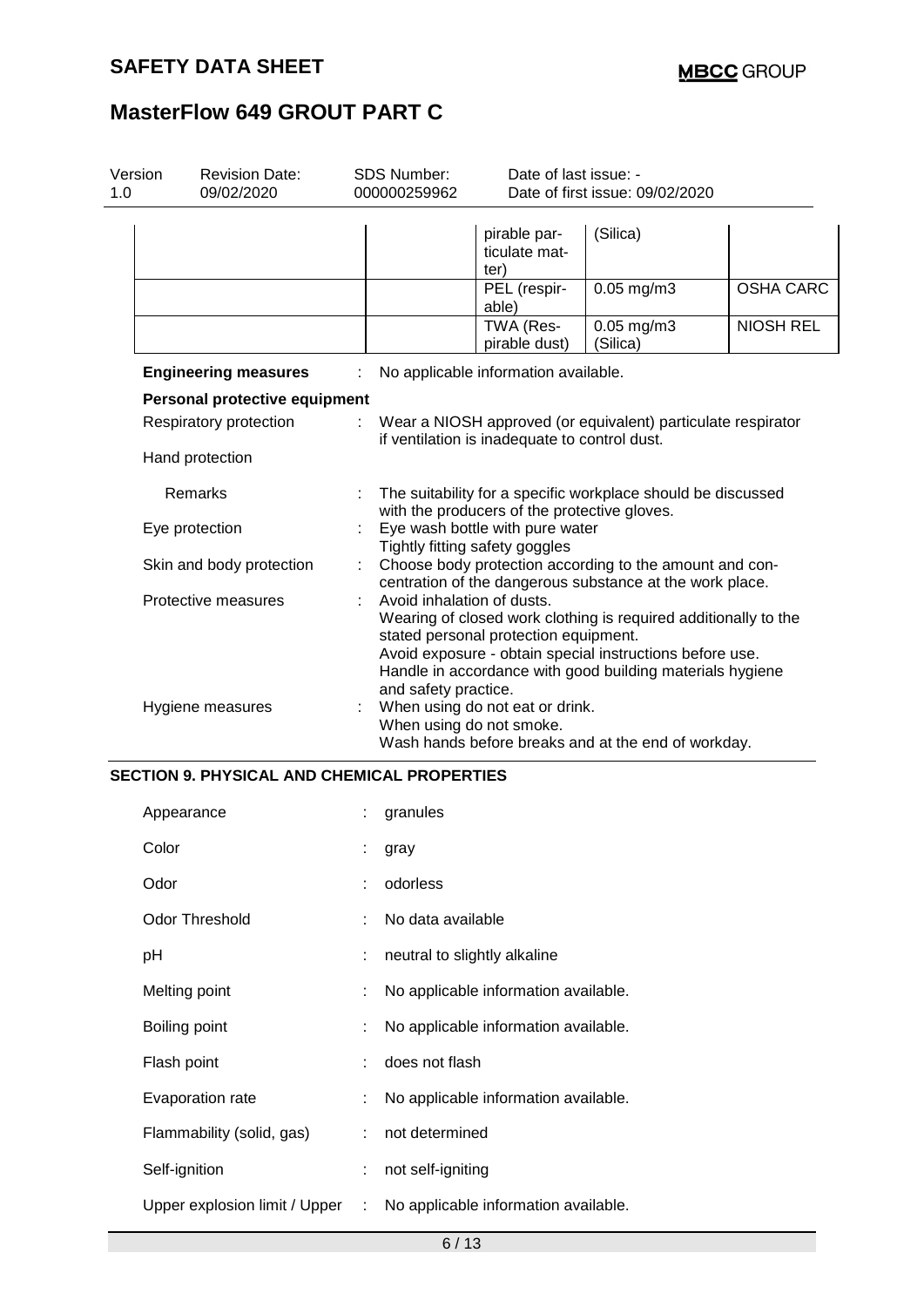| | | | | | |
|---|---|---|---|---|---|
| | | | pirable particulate matter) | (Silica) | |
| | | | PEL (respirable) | 0.05 mg/m3 | OSHA CARC |
| | | | TWA (Respirable dust) | 0.05 mg/m3 (Silica) | NIOSH REL |

**Engineering measures** : No applicable information available.

**Personal protective equipment**

Respiratory protection : Wear a NIOSH approved (or equivalent) particulate respirator if ventilation is inadequate to control dust.

Hand protection

Remarks : The suitability for a specific workplace should be discussed with the producers of the protective gloves.

Eye protection : Eye wash bottle with pure water
Tightly fitting safety goggles

Skin and body protection : Choose body protection according to the amount and concentration of the dangerous substance at the work place.

Protective measures : Avoid inhalation of dusts.
Wearing of closed work clothing is required additionally to the stated personal protection equipment.
Avoid exposure - obtain special instructions before use.
Handle in accordance with good building materials hygiene and safety practice.

Hygiene measures : When using do not eat or drink.
When using do not smoke.
Wash hands before breaks and at the end of workday.

## SECTION 9. PHYSICAL AND CHEMICAL PROPERTIES

Appearance : granules

Color : gray

Odor : odorless

Odor Threshold : No data available

pH : neutral to slightly alkaline

Melting point : No applicable information available.

Boiling point : No applicable information available.

Flash point : does not flash

Evaporation rate : No applicable information available.

Flammability (solid, gas) : not determined

Self-ignition : not self-igniting

Upper explosion limit / Upper : No applicable information available.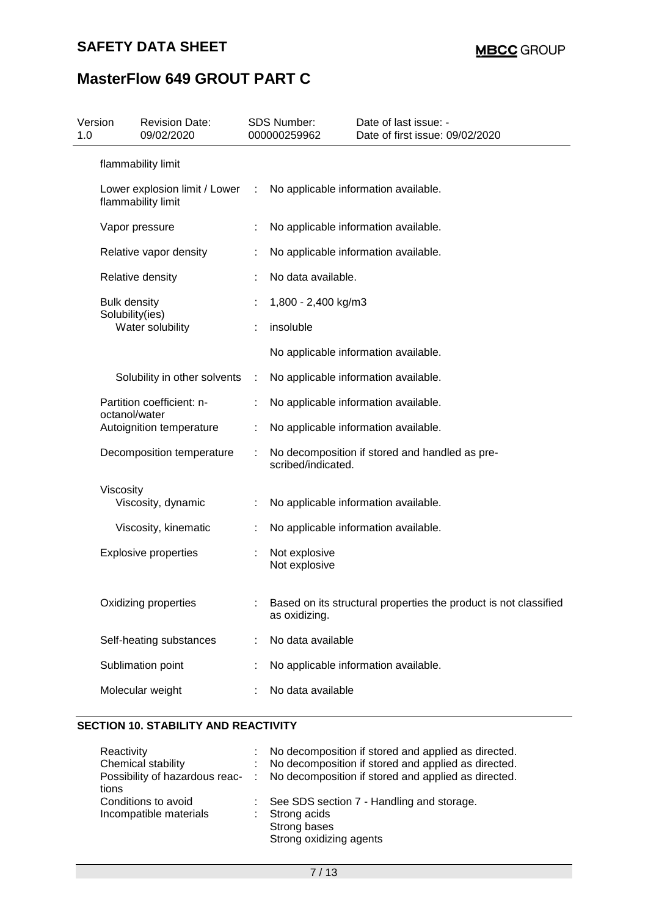| | |
|---|---|
| flammability limit | |
| Lower explosion limit / Lower flammability limit | : No applicable information available. |
| Vapor pressure | : No applicable information available. |
| Relative vapor density | : No applicable information available. |
| Relative density | : No data available. |
| Bulk density | : 1,800 - 2,400 kg/m3 |
| Solubility(ies) | |
| Water solubility | : insoluble |
| | No applicable information available. |
| Solubility in other solvents | : No applicable information available. |
| Partition coefficient: n-octanol/water | : No applicable information available. |
| Autoignition temperature | : No applicable information available. |
| Decomposition temperature | : No decomposition if stored and handled as prescribed/indicated. |
| Viscosity | |
| Viscosity, dynamic | : No applicable information available. |
| Viscosity, kinematic | : No applicable information available. |
| Explosive properties | : Not explosive<br>Not explosive |
| Oxidizing properties | : Based on its structural properties the product is not classified as oxidizing. |
| Self-heating substances | : No data available |
| Sublimation point | : No applicable information available. |
| Molecular weight | : No data available |

## SECTION 10. STABILITY AND REACTIVITY

| | |
|---|---|
| Reactivity | : No decomposition if stored and applied as directed. |
| Chemical stability | : No decomposition if stored and applied as directed. |
| Possibility of hazardous reactions | : No decomposition if stored and applied as directed. |
| Conditions to avoid | : See SDS section 7 - Handling and storage. |
| Incompatible materials | : Strong acids<br>Strong bases<br>Strong oxidizing agents |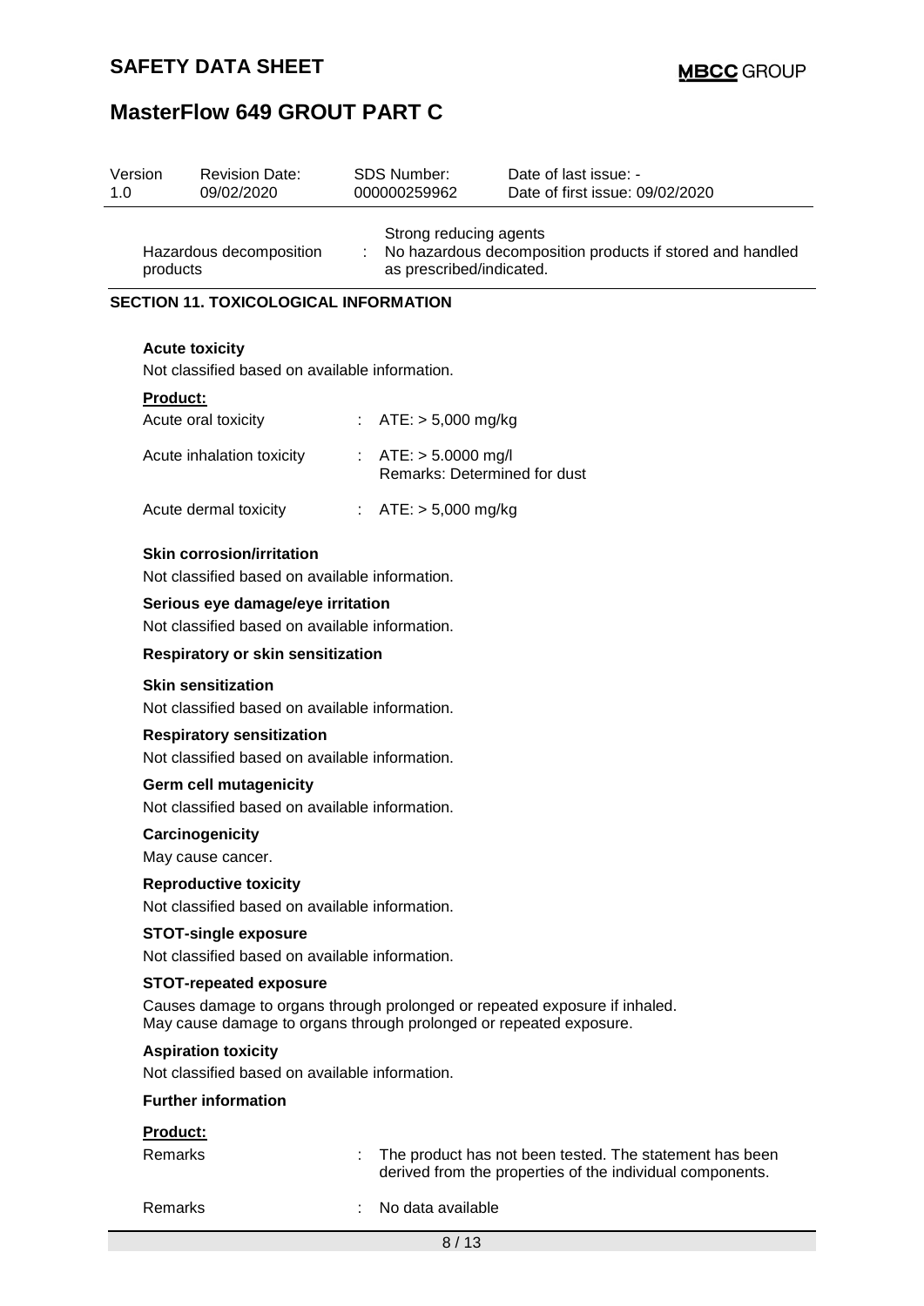| | | | |
|---|---|---|---|
| Version 1.0 | Revision Date: 09/02/2020 | SDS Number: 000000259962 | Date of last issue: - Date of first issue: 09/02/2020 |

| | |
|---|---|
| | Strong reducing agents |
| Hazardous decomposition products | : No hazardous decomposition products if stored and handled as prescribed/indicated. |

## SECTION 11. TOXICOLOGICAL INFORMATION

**Acute toxicity**

Not classified based on available information.

**Product:**

| | |
|---|---|
| Acute oral toxicity | : ATE: > 5,000 mg/kg |
| Acute inhalation toxicity | : ATE: > 5.0000 mg/l<br>Remarks: Determined for dust |
| Acute dermal toxicity | : ATE: > 5,000 mg/kg |

**Skin corrosion/irritation**

Not classified based on available information.

**Serious eye damage/eye irritation**

Not classified based on available information.

**Respiratory or skin sensitization**

**Skin sensitization**

Not classified based on available information.

**Respiratory sensitization**

Not classified based on available information.

**Germ cell mutagenicity**

Not classified based on available information.

**Carcinogenicity**

May cause cancer.

**Reproductive toxicity**

Not classified based on available information.

**STOT-single exposure**

Not classified based on available information.

**STOT-repeated exposure**

Causes damage to organs through prolonged or repeated exposure if inhaled.
May cause damage to organs through prolonged or repeated exposure.

**Aspiration toxicity**

Not classified based on available information.

**Further information**

**Product:**

| | |
|---|---|
| Remarks | : The product has not been tested. The statement has been derived from the properties of the individual components. |
| Remarks | : No data available |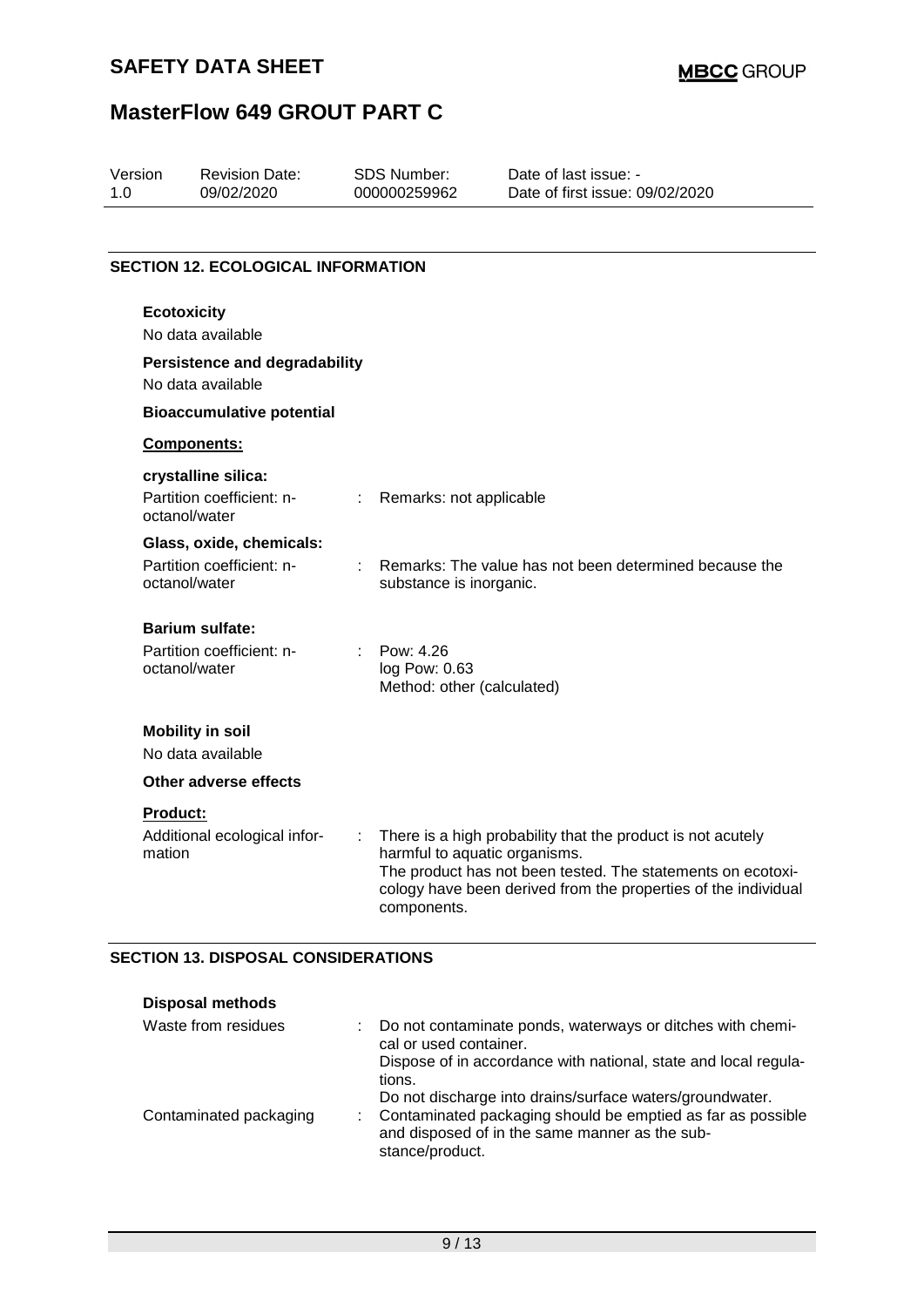## SECTION 12. ECOLOGICAL INFORMATION

**Ecotoxicity**

No data available

**Persistence and degradability**

No data available

**Bioaccumulative potential**

**Components:**

**crystalline silica:**

| | | |
|---|---|---|
| Partition coefficient: n-octanol/water | : | Remarks: not applicable |

**Glass, oxide, chemicals:**

| | | |
|---|---|---|
| Partition coefficient: n-octanol/water | : | Remarks: The value has not been determined because the substance is inorganic. |

**Barium sulfate:**

| | | |
|---|---|---|
| Partition coefficient: n-octanol/water | : | Pow: 4.26<br>log Pow: 0.63<br>Method: other (calculated) |

**Mobility in soil**

No data available

**Other adverse effects**

**Product:**

| | | |
|---|---|---|
| Additional ecological information | : | There is a high probability that the product is not acutely harmful to aquatic organisms.<br>The product has not been tested. The statements on ecotoxicology have been derived from the properties of the individual components. |

## SECTION 13. DISPOSAL CONSIDERATIONS

**Disposal methods**

| | | |
|---|---|---|
| Waste from residues | : | Do not contaminate ponds, waterways or ditches with chemical or used container.<br>Dispose of in accordance with national, state and local regulations.<br>Do not discharge into drains/surface waters/groundwater. |
| Contaminated packaging | : | Contaminated packaging should be emptied as far as possible and disposed of in the same manner as the substance/product. |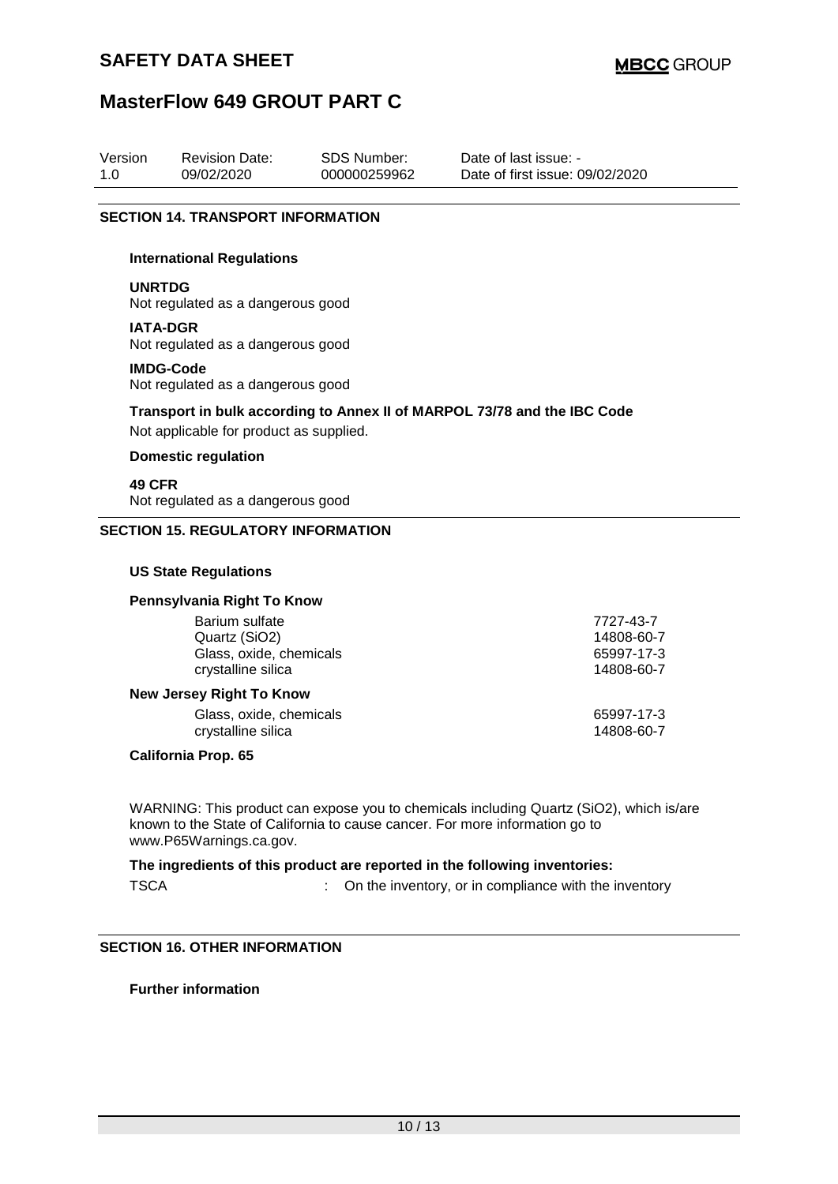## SECTION 14. TRANSPORT INFORMATION

**International Regulations**

**UNRTDG**
Not regulated as a dangerous good

**IATA-DGR**
Not regulated as a dangerous good

**IMDG-Code**
Not regulated as a dangerous good

**Transport in bulk according to Annex II of MARPOL 73/78 and the IBC Code**
Not applicable for product as supplied.

**Domestic regulation**

**49 CFR**
Not regulated as a dangerous good

## SECTION 15. REGULATORY INFORMATION

**US State Regulations**

**Pennsylvania Right To Know**

| | |
|---|---|
| Barium sulfate | 7727-43-7 |
| Quartz ($SiO_2$) | 14808-60-7 |
| Glass, oxide, chemicals | 65997-17-3 |
| crystalline silica | 14808-60-7 |

**New Jersey Right To Know**

| | |
|---|---|
| Glass, oxide, chemicals | 65997-17-3 |
| crystalline silica | 14808-60-7 |

**California Prop. 65**

WARNING: This product can expose you to chemicals including Quartz ($SiO_2$), which is/are known to the State of California to cause cancer. For more information go to www.P65Warnings.ca.gov.

**The ingredients of this product are reported in the following inventories:**

TSCA : On the inventory, or in compliance with the inventory

## SECTION 16. OTHER INFORMATION

**Further information**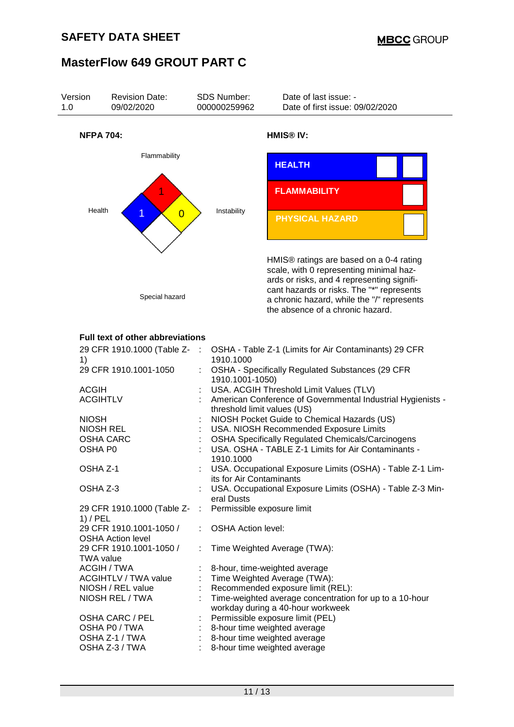# SAFETY DATA SHEET

# MasterFlow 649 GROUT PART C

| Version | Revision Date: | SDS Number: | Date of last issue: - |
|---|---|---|---|
| 1.0 | 09/02/2020 | 000000259962 | Date of first issue: 09/02/2020 |

**NFPA 704:**

Flammability

1

Health 1

0 Instability

Special hazard

**HMIS® IV:**

| | |
|---|---|
| HEALTH | |
| FLAMMABILITY | |
| PHYSICAL HAZARD | |

HMIS® ratings are based on a 0-4 rating scale, with 0 representing minimal hazards or risks, and 4 representing significant hazards or risks. The "*" represents a chronic hazard, while the "/" represents the absence of a chronic hazard.

**Full text of other abbreviations**

| | | |
|---|---|---|
| 29 CFR 1910.1000 (Table Z-1) | : | OSHA - Table Z-1 (Limits for Air Contaminants) 29 CFR 1910.1000 |
| 29 CFR 1910.1001-1050 | : | OSHA - Specifically Regulated Substances (29 CFR 1910.1001-1050) |
| ACGIH | : | USA. ACGIH Threshold Limit Values (TLV) |
| ACGIHTLV | : | American Conference of Governmental Industrial Hygienists - threshold limit values (US) |
| NIOSH | : | NIOSH Pocket Guide to Chemical Hazards (US) |
| NIOSH REL | : | USA. NIOSH Recommended Exposure Limits |
| OSHA CARC | : | OSHA Specifically Regulated Chemicals/Carcinogens |
| OSHA P0 | : | USA. OSHA - TABLE Z-1 Limits for Air Contaminants - 1910.1000 |
| OSHA Z-1 | : | USA. Occupational Exposure Limits (OSHA) - Table Z-1 Limits for Air Contaminants |
| OSHA Z-3 | : | USA. Occupational Exposure Limits (OSHA) - Table Z-3 Mineral Dusts |
| 29 CFR 1910.1000 (Table Z-1) / PEL | : | Permissible exposure limit |
| 29 CFR 1910.1001-1050 / OSHA Action level | : | OSHA Action level: |
| 29 CFR 1910.1001-1050 / TWA value | : | Time Weighted Average (TWA): |
| ACGIH / TWA | : | 8-hour, time-weighted average |
| ACGIHTLV / TWA value | : | Time Weighted Average (TWA): |
| NIOSH / REL value | : | Recommended exposure limit (REL): |
| NIOSH REL / TWA | : | Time-weighted average concentration for up to a 10-hour workday during a 40-hour workweek |
| OSHA CARC / PEL | : | Permissible exposure limit (PEL) |
| OSHA P0 / TWA | : | 8-hour time weighted average |
| OSHA Z-1 / TWA | : | 8-hour time weighted average |
| OSHA Z-3 / TWA | : | 8-hour time weighted average |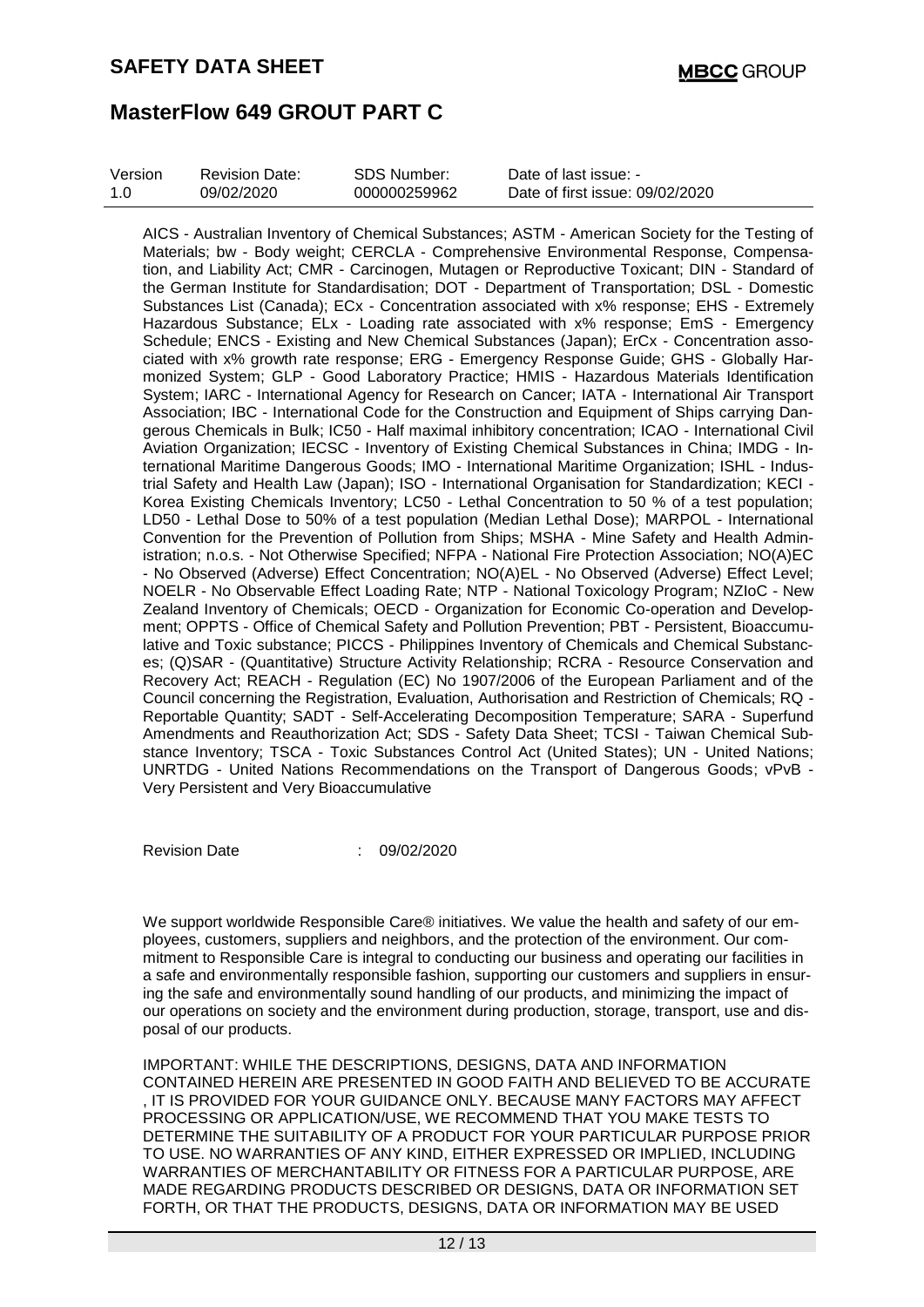AICS - Australian Inventory of Chemical Substances; ASTM - American Society for the Testing of Materials; bw - Body weight; CERCLA - Comprehensive Environmental Response, Compensation, and Liability Act; CMR - Carcinogen, Mutagen or Reproductive Toxicant; DIN - Standard of the German Institute for Standardisation; DOT - Department of Transportation; DSL - Domestic Substances List (Canada); ECx - Concentration associated with x% response; EHS - Extremely Hazardous Substance; ELx - Loading rate associated with x% response; EmS - Emergency Schedule; ENCS - Existing and New Chemical Substances (Japan); ErCx - Concentration associated with x% growth rate response; ERG - Emergency Response Guide; GHS - Globally Harmonized System; GLP - Good Laboratory Practice; HMIS - Hazardous Materials Identification System; IARC - International Agency for Research on Cancer; IATA - International Air Transport Association; IBC - International Code for the Construction and Equipment of Ships carrying Dangerous Chemicals in Bulk; IC50 - Half maximal inhibitory concentration; ICAO - International Civil Aviation Organization; IECSC - Inventory of Existing Chemical Substances in China; IMDG - International Maritime Dangerous Goods; IMO - International Maritime Organization; ISHL - Industrial Safety and Health Law (Japan); ISO - International Organisation for Standardization; KECI - Korea Existing Chemicals Inventory; LC50 - Lethal Concentration to 50 % of a test population; LD50 - Lethal Dose to 50% of a test population (Median Lethal Dose); MARPOL - International Convention for the Prevention of Pollution from Ships; MSHA - Mine Safety and Health Administration; n.o.s. - Not Otherwise Specified; NFPA - National Fire Protection Association; NO(A)EC - No Observed (Adverse) Effect Concentration; NO(A)EL - No Observed (Adverse) Effect Level; NOELR - No Observable Effect Loading Rate; NTP - National Toxicology Program; NZIoC - New Zealand Inventory of Chemicals; OECD - Organization for Economic Co-operation and Development; OPPTS - Office of Chemical Safety and Pollution Prevention; PBT - Persistent, Bioaccumulative and Toxic substance; PICCS - Philippines Inventory of Chemicals and Chemical Substances; (Q)SAR - (Quantitative) Structure Activity Relationship; RCRA - Resource Conservation and Recovery Act; REACH - Regulation (EC) No 1907/2006 of the European Parliament and of the Council concerning the Registration, Evaluation, Authorisation and Restriction of Chemicals; RQ - Reportable Quantity; SADT - Self-Accelerating Decomposition Temperature; SARA - Superfund Amendments and Reauthorization Act; SDS - Safety Data Sheet; TCSI - Taiwan Chemical Substance Inventory; TSCA - Toxic Substances Control Act (United States); UN - United Nations; UNRTDG - United Nations Recommendations on the Transport of Dangerous Goods; vPvB - Very Persistent and Very Bioaccumulative

Revision Date : 09/02/2020

We support worldwide Responsible Care® initiatives. We value the health and safety of our employees, customers, suppliers and neighbors, and the protection of the environment. Our commitment to Responsible Care is integral to conducting our business and operating our facilities in a safe and environmentally responsible fashion, supporting our customers and suppliers in ensuring the safe and environmentally sound handling of our products, and minimizing the impact of our operations on society and the environment during production, storage, transport, use and disposal of our products.

IMPORTANT: WHILE THE DESCRIPTIONS, DESIGNS, DATA AND INFORMATION CONTAINED HEREIN ARE PRESENTED IN GOOD FAITH AND BELIEVED TO BE ACCURATE , IT IS PROVIDED FOR YOUR GUIDANCE ONLY. BECAUSE MANY FACTORS MAY AFFECT PROCESSING OR APPLICATION/USE, WE RECOMMEND THAT YOU MAKE TESTS TO DETERMINE THE SUITABILITY OF A PRODUCT FOR YOUR PARTICULAR PURPOSE PRIOR TO USE. NO WARRANTIES OF ANY KIND, EITHER EXPRESSED OR IMPLIED, INCLUDING WARRANTIES OF MERCHANTABILITY OR FITNESS FOR A PARTICULAR PURPOSE, ARE MADE REGARDING PRODUCTS DESCRIBED OR DESIGNS, DATA OR INFORMATION SET FORTH, OR THAT THE PRODUCTS, DESIGNS, DATA OR INFORMATION MAY BE USED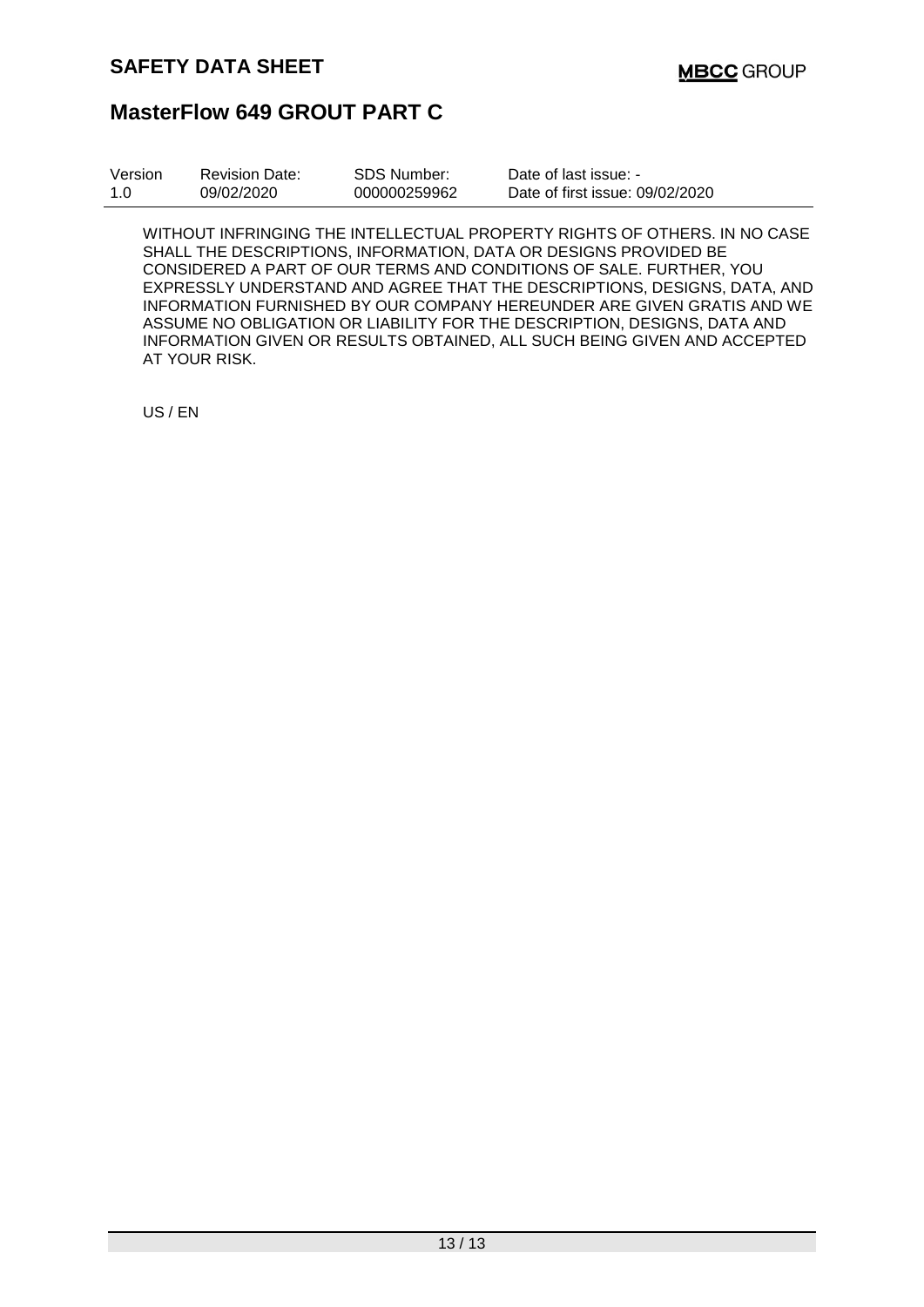WITHOUT INFRINGING THE INTELLECTUAL PROPERTY RIGHTS OF OTHERS. IN NO CASE SHALL THE DESCRIPTIONS, INFORMATION, DATA OR DESIGNS PROVIDED BE CONSIDERED A PART OF OUR TERMS AND CONDITIONS OF SALE. FURTHER, YOU EXPRESSLY UNDERSTAND AND AGREE THAT THE DESCRIPTIONS, DESIGNS, DATA, AND INFORMATION FURNISHED BY OUR COMPANY HEREUNDER ARE GIVEN GRATIS AND WE ASSUME NO OBLIGATION OR LIABILITY FOR THE DESCRIPTION, DESIGNS, DATA AND INFORMATION GIVEN OR RESULTS OBTAINED, ALL SUCH BEING GIVEN AND ACCEPTED AT YOUR RISK.

US / EN